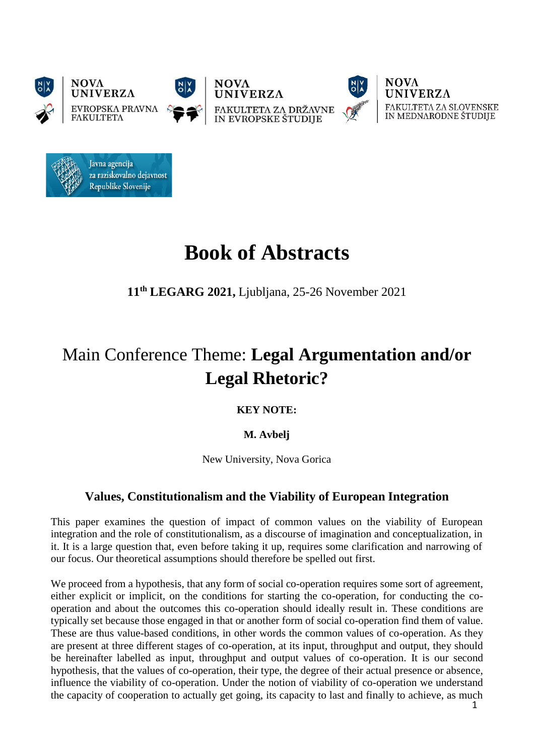NOVA UNIVERZA
EVROPSKA PRAVNA FAKULTETA

NOVA UNIVERZA
FAKULTETA ZA DRŽAVNE IN EVROPSKE ŠTUDIJE

NOVA UNIVERZA
FAKULTETA ZA SLOVENSKE IN MEDNARODNE ŠTUDIJE

Javna agencija za raziskovalno dejavnost Republike Slovenije

# Book of Abstracts

**11th LEGARG 2021,** Ljubljana, 25-26 November 2021

## Main Conference Theme: **Legal Argumentation and/or Legal Rhetoric?**

**KEY NOTE:**

**M. Avbelj**

New University, Nova Gorica

### Values, Constitutionalism and the Viability of European Integration

This paper examines the question of impact of common values on the viability of European integration and the role of constitutionalism, as a discourse of imagination and conceptualization, in it. It is a large question that, even before taking it up, requires some clarification and narrowing of our focus. Our theoretical assumptions should therefore be spelled out first.

We proceed from a hypothesis, that any form of social co-operation requires some sort of agreement, either explicit or implicit, on the conditions for starting the co-operation, for conducting the co-operation and about the outcomes this co-operation should ideally result in. These conditions are typically set because those engaged in that or another form of social co-operation find them of value. These are thus value-based conditions, in other words the common values of co-operation. As they are present at three different stages of co-operation, at its input, throughput and output, they should be hereinafter labelled as input, throughput and output values of co-operation. It is our second hypothesis, that the values of co-operation, their type, the degree of their actual presence or absence, influence the viability of co-operation. Under the notion of viability of co-operation we understand the capacity of cooperation to actually get going, its capacity to last and finally to achieve, as much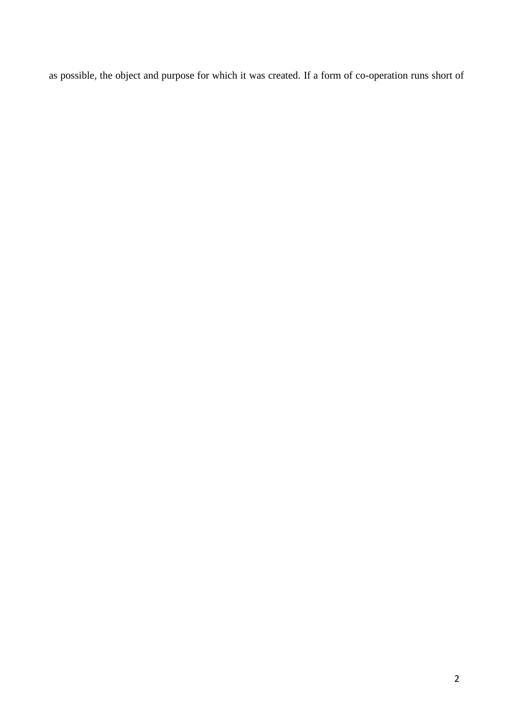as possible, the object and purpose for which it was created. If a form of co-operation runs short of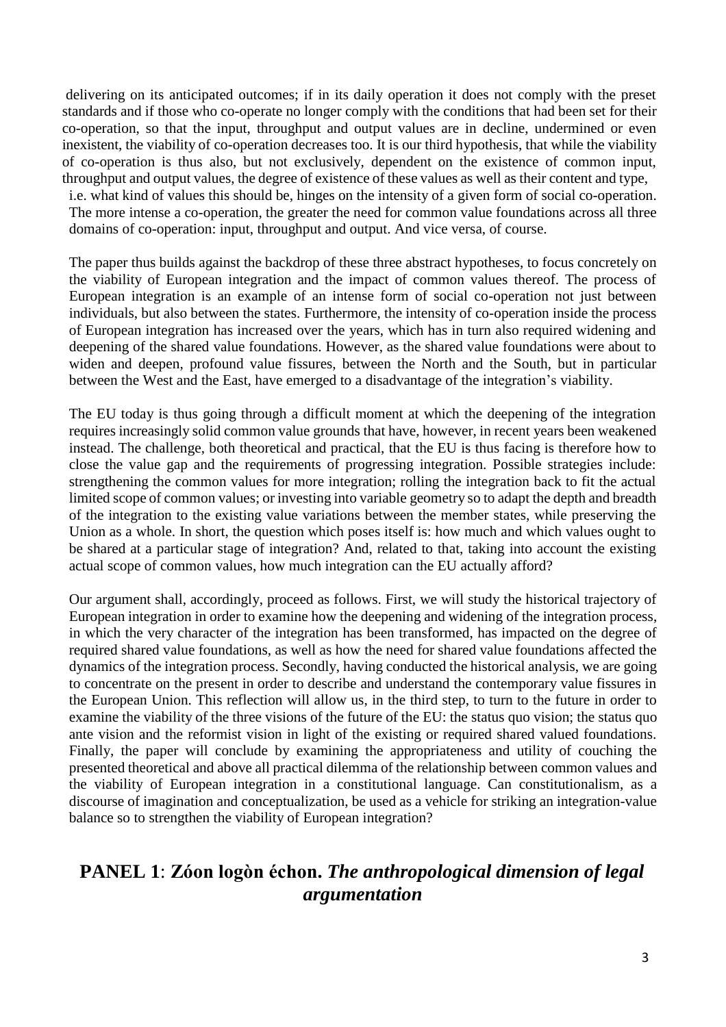delivering on its anticipated outcomes; if in its daily operation it does not comply with the preset standards and if those who co-operate no longer comply with the conditions that had been set for their co-operation, so that the input, throughput and output values are in decline, undermined or even inexistent, the viability of co-operation decreases too. It is our third hypothesis, that while the viability of co-operation is thus also, but not exclusively, dependent on the existence of common input, throughput and output values, the degree of existence of these values as well as their content and type, i.e. what kind of values this should be, hinges on the intensity of a given form of social co-operation. The more intense a co-operation, the greater the need for common value foundations across all three domains of co-operation: input, throughput and output. And vice versa, of course.

The paper thus builds against the backdrop of these three abstract hypotheses, to focus concretely on the viability of European integration and the impact of common values thereof. The process of European integration is an example of an intense form of social co-operation not just between individuals, but also between the states. Furthermore, the intensity of co-operation inside the process of European integration has increased over the years, which has in turn also required widening and deepening of the shared value foundations. However, as the shared value foundations were about to widen and deepen, profound value fissures, between the North and the South, but in particular between the West and the East, have emerged to a disadvantage of the integration's viability.

The EU today is thus going through a difficult moment at which the deepening of the integration requires increasingly solid common value grounds that have, however, in recent years been weakened instead. The challenge, both theoretical and practical, that the EU is thus facing is therefore how to close the value gap and the requirements of progressing integration. Possible strategies include: strengthening the common values for more integration; rolling the integration back to fit the actual limited scope of common values; or investing into variable geometry so to adapt the depth and breadth of the integration to the existing value variations between the member states, while preserving the Union as a whole. In short, the question which poses itself is: how much and which values ought to be shared at a particular stage of integration? And, related to that, taking into account the existing actual scope of common values, how much integration can the EU actually afford?

Our argument shall, accordingly, proceed as follows. First, we will study the historical trajectory of European integration in order to examine how the deepening and widening of the integration process, in which the very character of the integration has been transformed, has impacted on the degree of required shared value foundations, as well as how the need for shared value foundations affected the dynamics of the integration process. Secondly, having conducted the historical analysis, we are going to concentrate on the present in order to describe and understand the contemporary value fissures in the European Union. This reflection will allow us, in the third step, to turn to the future in order to examine the viability of the three visions of the future of the EU: the status quo vision; the status quo ante vision and the reformist vision in light of the existing or required shared valued foundations. Finally, the paper will conclude by examining the appropriateness and utility of couching the presented theoretical and above all practical dilemma of the relationship between common values and the viability of European integration in a constitutional language. Can constitutionalism, as a discourse of imagination and conceptualization, be used as a vehicle for striking an integration-value balance so to strengthen the viability of European integration?

## **PANEL 1**: **Zóon logòn échon.** ***The anthropological dimension of legal argumentation***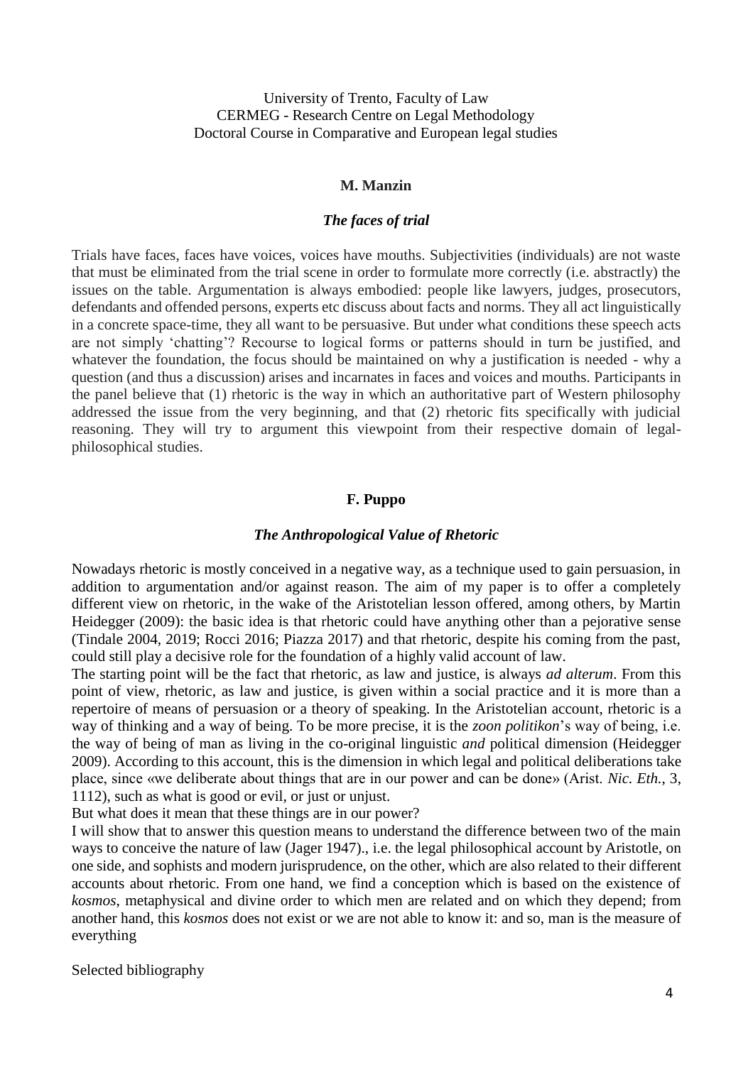University of Trento, Faculty of Law
CERMEG - Research Centre on Legal Methodology
Doctoral Course in Comparative and European legal studies

**M. Manzin**

***The faces of trial***

Trials have faces, faces have voices, voices have mouths. Subjectivities (individuals) are not waste that must be eliminated from the trial scene in order to formulate more correctly (i.e. abstractly) the issues on the table. Argumentation is always embodied: people like lawyers, judges, prosecutors, defendants and offended persons, experts etc discuss about facts and norms. They all act linguistically in a concrete space-time, they all want to be persuasive. But under what conditions these speech acts are not simply 'chatting'? Recourse to logical forms or patterns should in turn be justified, and whatever the foundation, the focus should be maintained on why a justification is needed - why a question (and thus a discussion) arises and incarnates in faces and voices and mouths. Participants in the panel believe that (1) rhetoric is the way in which an authoritative part of Western philosophy addressed the issue from the very beginning, and that (2) rhetoric fits specifically with judicial reasoning. They will try to argument this viewpoint from their respective domain of legal-philosophical studies.

**F. Puppo**

***The Anthropological Value of Rhetoric***

Nowadays rhetoric is mostly conceived in a negative way, as a technique used to gain persuasion, in addition to argumentation and/or against reason. The aim of my paper is to offer a completely different view on rhetoric, in the wake of the Aristotelian lesson offered, among others, by Martin Heidegger (2009): the basic idea is that rhetoric could have anything other than a pejorative sense (Tindale 2004, 2019; Rocci 2016; Piazza 2017) and that rhetoric, despite his coming from the past, could still play a decisive role for the foundation of a highly valid account of law.

The starting point will be the fact that rhetoric, as law and justice, is always *ad alterum*. From this point of view, rhetoric, as law and justice, is given within a social practice and it is more than a repertoire of means of persuasion or a theory of speaking. In the Aristotelian account, rhetoric is a way of thinking and a way of being. To be more precise, it is the *zoon politikon*'s way of being, i.e. the way of being of man as living in the co-original linguistic *and* political dimension (Heidegger 2009). According to this account, this is the dimension in which legal and political deliberations take place, since «we deliberate about things that are in our power and can be done» (Arist. *Nic. Eth.*, 3, 1112), such as what is good or evil, or just or unjust.

But what does it mean that these things are in our power?

I will show that to answer this question means to understand the difference between two of the main ways to conceive the nature of law (Jager 1947)., i.e. the legal philosophical account by Aristotle, on one side, and sophists and modern jurisprudence, on the other, which are also related to their different accounts about rhetoric. From one hand, we find a conception which is based on the existence of *kosmos*, metaphysical and divine order to which men are related and on which they depend; from another hand, this *kosmos* does not exist or we are not able to know it: and so, man is the measure of everything

Selected bibliography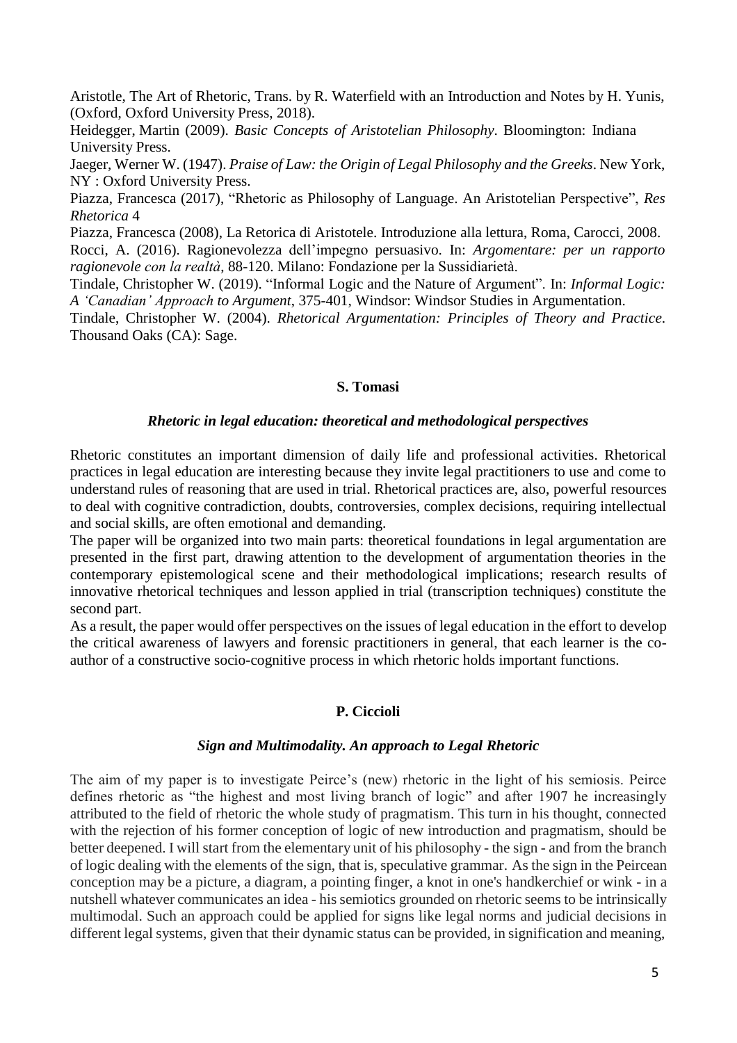Aristotle, The Art of Rhetoric, Trans. by R. Waterfield with an Introduction and Notes by H. Yunis, (Oxford, Oxford University Press, 2018).

Heidegger, Martin (2009). *Basic Concepts of Aristotelian Philosophy*. Bloomington: Indiana University Press.

Jaeger, Werner W. (1947). *Praise of Law: the Origin of Legal Philosophy and the Greeks*. New York, NY : Oxford University Press.

Piazza, Francesca (2017), "Rhetoric as Philosophy of Language. An Aristotelian Perspective", *Res Rhetorica* 4

Piazza, Francesca (2008), La Retorica di Aristotele. Introduzione alla lettura, Roma, Carocci, 2008.

Rocci, A. (2016). Ragionevolezza dell'impegno persuasivo. In: *Argomentare: per un rapporto ragionevole con la realtà*, 88-120. Milano: Fondazione per la Sussidiarietà.

Tindale, Christopher W. (2019). "Informal Logic and the Nature of Argument". In: *Informal Logic: A 'Canadian' Approach to Argument*, 375-401, Windsor: Windsor Studies in Argumentation.

Tindale, Christopher W. (2004). *Rhetorical Argumentation: Principles of Theory and Practice*. Thousand Oaks (CA): Sage.

## S. Tomasi

### *Rhetoric in legal education: theoretical and methodological perspectives*

Rhetoric constitutes an important dimension of daily life and professional activities. Rhetorical practices in legal education are interesting because they invite legal practitioners to use and come to understand rules of reasoning that are used in trial. Rhetorical practices are, also, powerful resources to deal with cognitive contradiction, doubts, controversies, complex decisions, requiring intellectual and social skills, are often emotional and demanding.

The paper will be organized into two main parts: theoretical foundations in legal argumentation are presented in the first part, drawing attention to the development of argumentation theories in the contemporary epistemological scene and their methodological implications; research results of innovative rhetorical techniques and lesson applied in trial (transcription techniques) constitute the second part.

As a result, the paper would offer perspectives on the issues of legal education in the effort to develop the critical awareness of lawyers and forensic practitioners in general, that each learner is the co-author of a constructive socio-cognitive process in which rhetoric holds important functions.

## P. Ciccioli

### *Sign and Multimodality. An approach to Legal Rhetoric*

The aim of my paper is to investigate Peirce's (new) rhetoric in the light of his semiosis. Peirce defines rhetoric as "the highest and most living branch of logic" and after 1907 he increasingly attributed to the field of rhetoric the whole study of pragmatism. This turn in his thought, connected with the rejection of his former conception of logic of new introduction and pragmatism, should be better deepened. I will start from the elementary unit of his philosophy - the sign - and from the branch of logic dealing with the elements of the sign, that is, speculative grammar. As the sign in the Peircean conception may be a picture, a diagram, a pointing finger, a knot in one's handkerchief or wink - in a nutshell whatever communicates an idea - his semiotics grounded on rhetoric seems to be intrinsically multimodal. Such an approach could be applied for signs like legal norms and judicial decisions in different legal systems, given that their dynamic status can be provided, in signification and meaning,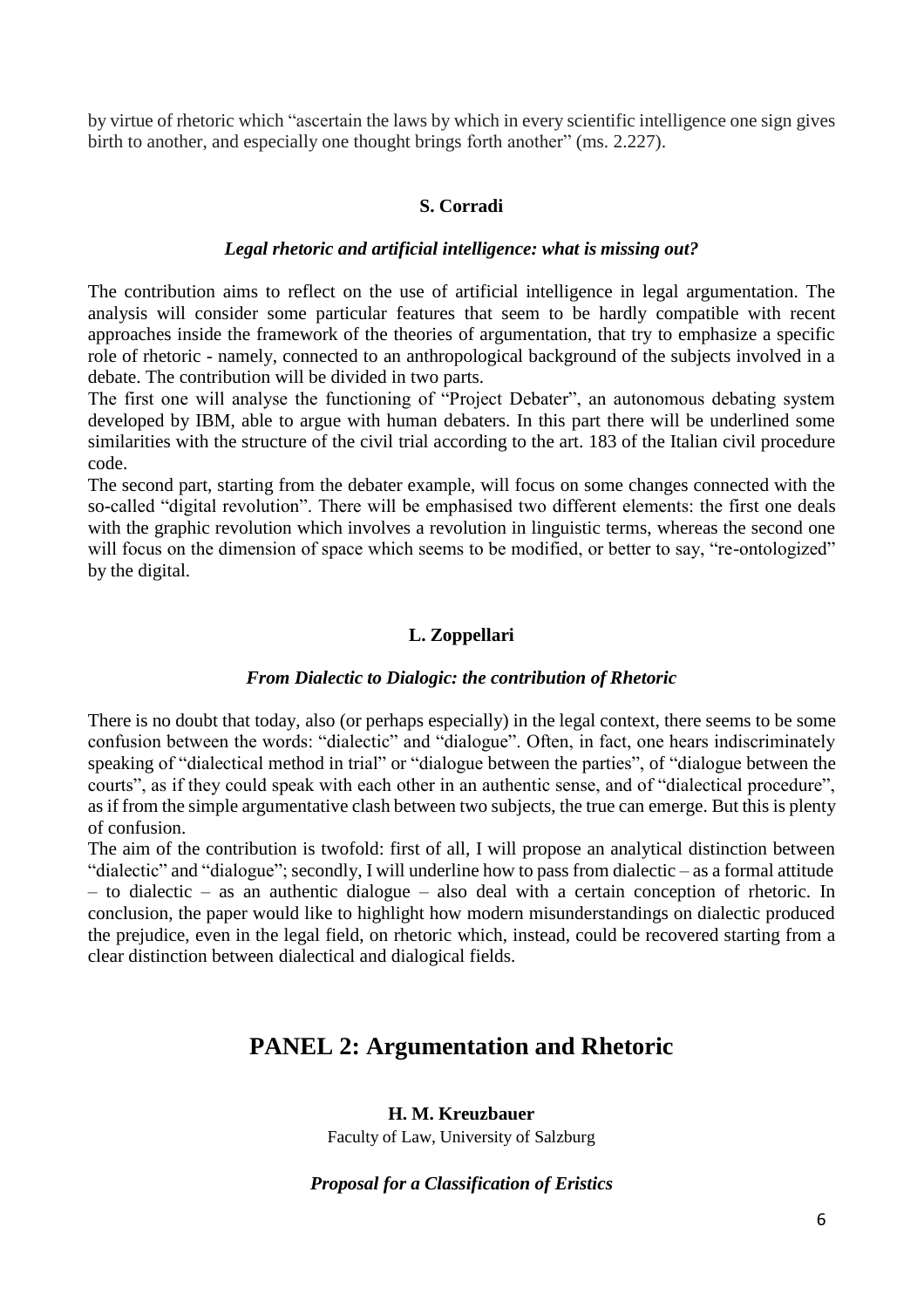by virtue of rhetoric which "ascertain the laws by which in every scientific intelligence one sign gives birth to another, and especially one thought brings forth another" (ms. 2.227).

**S. Corradi**

***Legal rhetoric and artificial intelligence: what is missing out?***

The contribution aims to reflect on the use of artificial intelligence in legal argumentation. The analysis will consider some particular features that seem to be hardly compatible with recent approaches inside the framework of the theories of argumentation, that try to emphasize a specific role of rhetoric - namely, connected to an anthropological background of the subjects involved in a debate. The contribution will be divided in two parts.

The first one will analyse the functioning of "Project Debater", an autonomous debating system developed by IBM, able to argue with human debaters. In this part there will be underlined some similarities with the structure of the civil trial according to the art. 183 of the Italian civil procedure code.

The second part, starting from the debater example, will focus on some changes connected with the so-called "digital revolution". There will be emphasised two different elements: the first one deals with the graphic revolution which involves a revolution in linguistic terms, whereas the second one will focus on the dimension of space which seems to be modified, or better to say, "re-ontologized" by the digital.

**L. Zoppellari**

***From Dialectic to Dialogic: the contribution of Rhetoric***

There is no doubt that today, also (or perhaps especially) in the legal context, there seems to be some confusion between the words: "dialectic" and "dialogue". Often, in fact, one hears indiscriminately speaking of "dialectical method in trial" or "dialogue between the parties", of "dialogue between the courts", as if they could speak with each other in an authentic sense, and of "dialectical procedure", as if from the simple argumentative clash between two subjects, the true can emerge. But this is plenty of confusion.

The aim of the contribution is twofold: first of all, I will propose an analytical distinction between "dialectic" and "dialogue"; secondly, I will underline how to pass from dialectic – as a formal attitude – to dialectic – as an authentic dialogue – also deal with a certain conception of rhetoric. In conclusion, the paper would like to highlight how modern misunderstandings on dialectic produced the prejudice, even in the legal field, on rhetoric which, instead, could be recovered starting from a clear distinction between dialectical and dialogical fields.

## PANEL 2: Argumentation and Rhetoric

**H. M. Kreuzbauer**

Faculty of Law, University of Salzburg

***Proposal for a Classification of Eristics***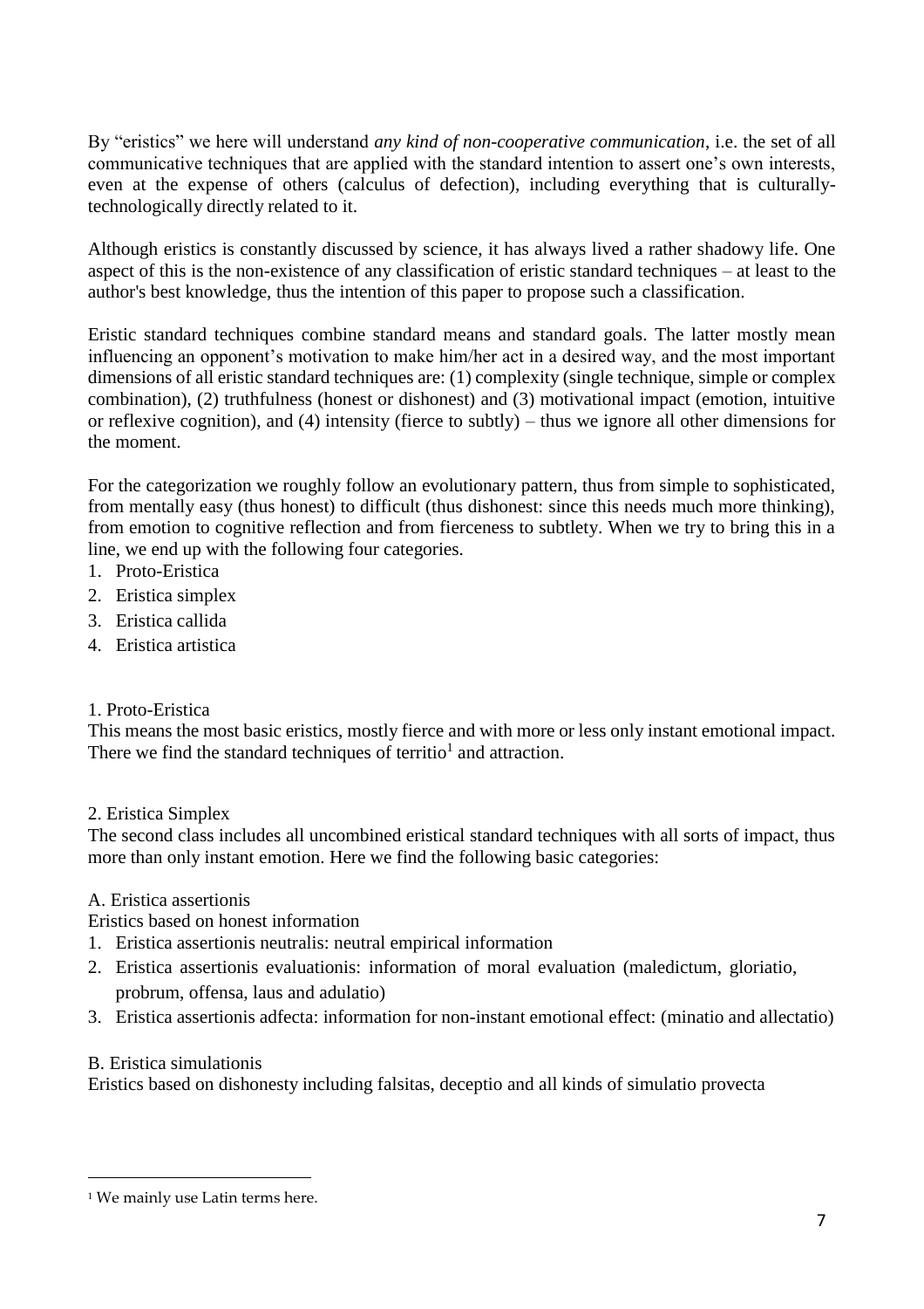By "eristics" we here will understand *any kind of non-cooperative communication*, i.e. the set of all communicative techniques that are applied with the standard intention to assert one's own interests, even at the expense of others (calculus of defection), including everything that is culturally-technologically directly related to it.

Although eristics is constantly discussed by science, it has always lived a rather shadowy life. One aspect of this is the non-existence of any classification of eristic standard techniques – at least to the author's best knowledge, thus the intention of this paper to propose such a classification.

Eristic standard techniques combine standard means and standard goals. The latter mostly mean influencing an opponent's motivation to make him/her act in a desired way, and the most important dimensions of all eristic standard techniques are: (1) complexity (single technique, simple or complex combination), (2) truthfulness (honest or dishonest) and (3) motivational impact (emotion, intuitive or reflexive cognition), and (4) intensity (fierce to subtly) – thus we ignore all other dimensions for the moment.

For the categorization we roughly follow an evolutionary pattern, thus from simple to sophisticated, from mentally easy (thus honest) to difficult (thus dishonest: since this needs much more thinking), from emotion to cognitive reflection and from fierceness to subtlety. When we try to bring this in a line, we end up with the following four categories.

1. Proto-Eristica
2. Eristica simplex
3. Eristica callida
4. Eristica artistica

1. Proto-Eristica

This means the most basic eristics, mostly fierce and with more or less only instant emotional impact. There we find the standard techniques of territio[1] and attraction.

2. Eristica Simplex

The second class includes all uncombined eristical standard techniques with all sorts of impact, thus more than only instant emotion. Here we find the following basic categories:

A. Eristica assertionis

Eristics based on honest information

1. Eristica assertionis neutralis: neutral empirical information
2. Eristica assertionis evaluationis: information of moral evaluation (maledictum, gloriatio, probrum, offensa, laus and adulatio)
3. Eristica assertionis adfecta: information for non-instant emotional effect: (minatio and allectatio)

B. Eristica simulationis

Eristics based on dishonesty including falsitas, deceptio and all kinds of simulatio provecta

---

[1] We mainly use Latin terms here.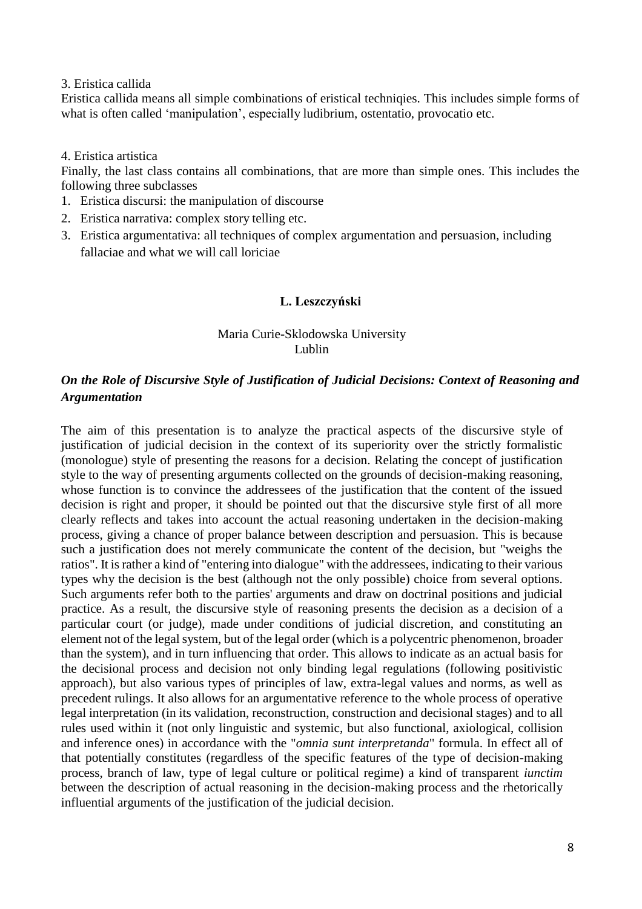3. Eristica callida

Eristica callida means all simple combinations of eristical techniqies. This includes simple forms of what is often called 'manipulation', especially ludibrium, ostentatio, provocatio etc.

4. Eristica artistica

Finally, the last class contains all combinations, that are more than simple ones. This includes the following three subclasses

1. Eristica discursi: the manipulation of discourse
2. Eristica narrativa: complex story telling etc.
3. Eristica argumentativa: all techniques of complex argumentation and persuasion, including fallaciae and what we will call loriciae

**L. Leszczyński**

Maria Curie-Sklodowska University
Lublin

***On the Role of Discursive Style of Justification of Judicial Decisions: Context of Reasoning and Argumentation***

The aim of this presentation is to analyze the practical aspects of the discursive style of justification of judicial decision in the context of its superiority over the strictly formalistic (monologue) style of presenting the reasons for a decision. Relating the concept of justification style to the way of presenting arguments collected on the grounds of decision-making reasoning, whose function is to convince the addressees of the justification that the content of the issued decision is right and proper, it should be pointed out that the discursive style first of all more clearly reflects and takes into account the actual reasoning undertaken in the decision-making process, giving a chance of proper balance between description and persuasion. This is because such a justification does not merely communicate the content of the decision, but "weighs the ratios". It is rather a kind of "entering into dialogue" with the addressees, indicating to their various types why the decision is the best (although not the only possible) choice from several options. Such arguments refer both to the parties' arguments and draw on doctrinal positions and judicial practice. As a result, the discursive style of reasoning presents the decision as a decision of a particular court (or judge), made under conditions of judicial discretion, and constituting an element not of the legal system, but of the legal order (which is a polycentric phenomenon, broader than the system), and in turn influencing that order. This allows to indicate as an actual basis for the decisional process and decision not only binding legal regulations (following positivistic approach), but also various types of principles of law, extra-legal values and norms, as well as precedent rulings. It also allows for an argumentative reference to the whole process of operative legal interpretation (in its validation, reconstruction, construction and decisional stages) and to all rules used within it (not only linguistic and systemic, but also functional, axiological, collision and inference ones) in accordance with the "*omnia sunt interpretanda*" formula. In effect all of that potentially constitutes (regardless of the specific features of the type of decision-making process, branch of law, type of legal culture or political regime) a kind of transparent *iunctim* between the description of actual reasoning in the decision-making process and the rhetorically influential arguments of the justification of the judicial decision.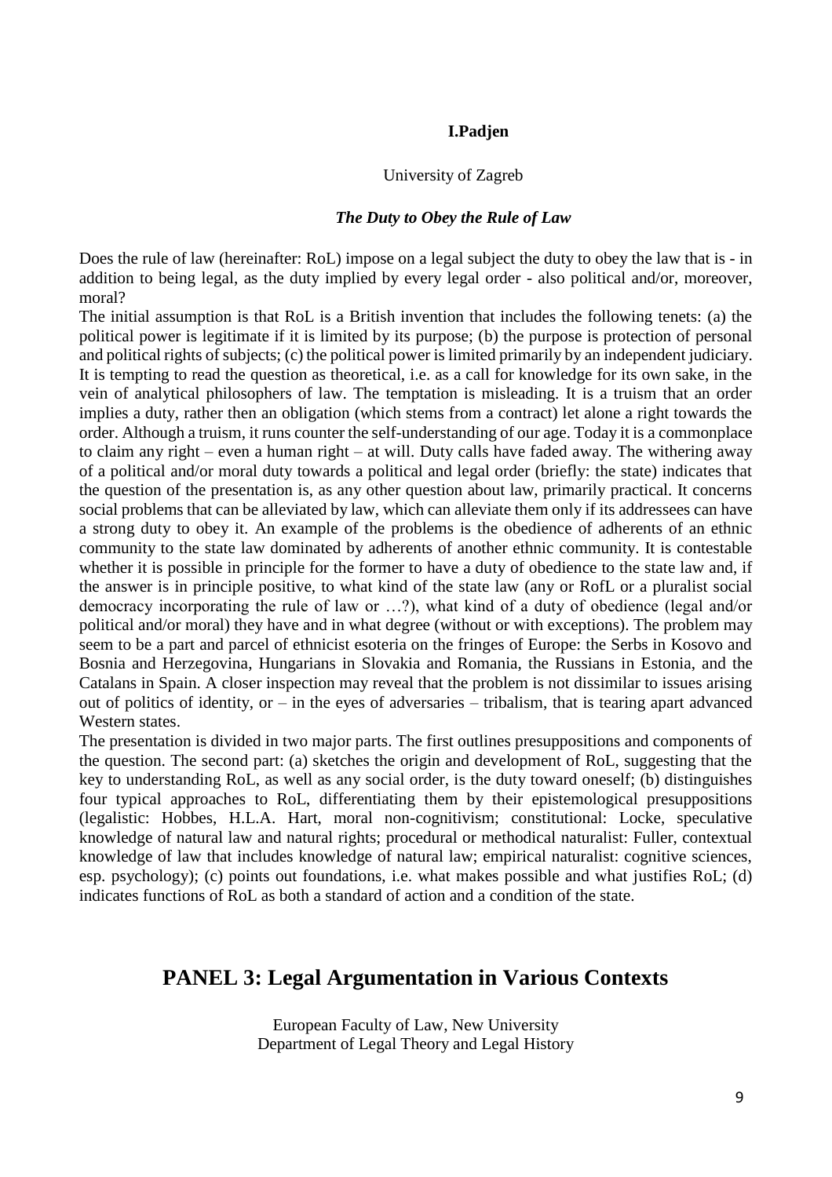**I.Padjen**

University of Zagreb

***The Duty to Obey the Rule of Law***

Does the rule of law (hereinafter: RoL) impose on a legal subject the duty to obey the law that is - in addition to being legal, as the duty implied by every legal order - also political and/or, moreover, moral?

The initial assumption is that RoL is a British invention that includes the following tenets: (a) the political power is legitimate if it is limited by its purpose; (b) the purpose is protection of personal and political rights of subjects; (c) the political power is limited primarily by an independent judiciary. It is tempting to read the question as theoretical, i.e. as a call for knowledge for its own sake, in the vein of analytical philosophers of law. The temptation is misleading. It is a truism that an order implies a duty, rather then an obligation (which stems from a contract) let alone a right towards the order. Although a truism, it runs counter the self-understanding of our age. Today it is a commonplace to claim any right – even a human right – at will. Duty calls have faded away. The withering away of a political and/or moral duty towards a political and legal order (briefly: the state) indicates that the question of the presentation is, as any other question about law, primarily practical. It concerns social problems that can be alleviated by law, which can alleviate them only if its addressees can have a strong duty to obey it. An example of the problems is the obedience of adherents of an ethnic community to the state law dominated by adherents of another ethnic community. It is contestable whether it is possible in principle for the former to have a duty of obedience to the state law and, if the answer is in principle positive, to what kind of the state law (any or RofL or a pluralist social democracy incorporating the rule of law or …?), what kind of a duty of obedience (legal and/or political and/or moral) they have and in what degree (without or with exceptions). The problem may seem to be a part and parcel of ethnicist esoteria on the fringes of Europe: the Serbs in Kosovo and Bosnia and Herzegovina, Hungarians in Slovakia and Romania, the Russians in Estonia, and the Catalans in Spain. A closer inspection may reveal that the problem is not dissimilar to issues arising out of politics of identity, or – in the eyes of adversaries – tribalism, that is tearing apart advanced Western states.

The presentation is divided in two major parts. The first outlines presuppositions and components of the question. The second part: (a) sketches the origin and development of RoL, suggesting that the key to understanding RoL, as well as any social order, is the duty toward oneself; (b) distinguishes four typical approaches to RoL, differentiating them by their epistemological presuppositions (legalistic: Hobbes, H.L.A. Hart, moral non-cognitivism; constitutional: Locke, speculative knowledge of natural law and natural rights; procedural or methodical naturalist: Fuller, contextual knowledge of law that includes knowledge of natural law; empirical naturalist: cognitive sciences, esp. psychology); (c) points out foundations, i.e. what makes possible and what justifies RoL; (d) indicates functions of RoL as both a standard of action and a condition of the state.

## PANEL 3: Legal Argumentation in Various Contexts

European Faculty of Law, New University
Department of Legal Theory and Legal History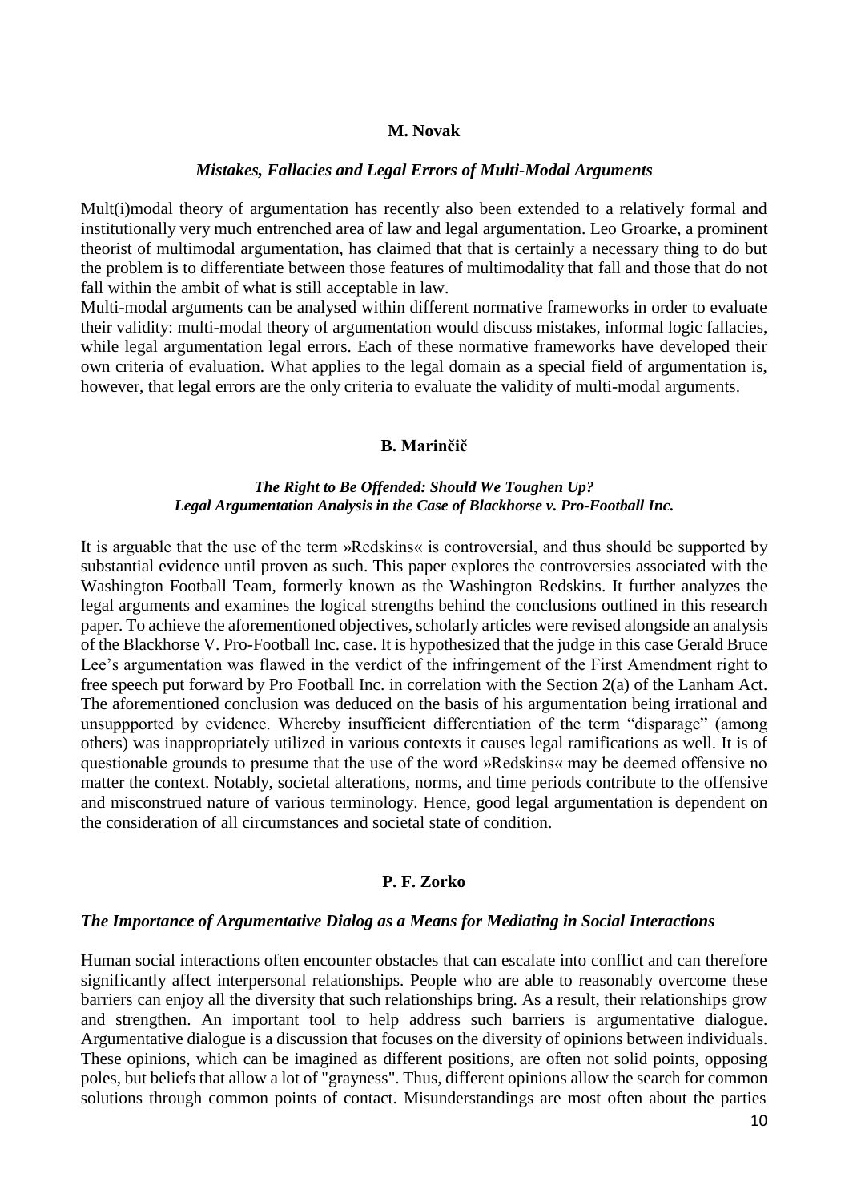### M. Novak

#### *Mistakes, Fallacies and Legal Errors of Multi-Modal Arguments*

Mult(i)modal theory of argumentation has recently also been extended to a relatively formal and institutionally very much entrenched area of law and legal argumentation. Leo Groarke, a prominent theorist of multimodal argumentation, has claimed that that is certainly a necessary thing to do but the problem is to differentiate between those features of multimodality that fall and those that do not fall within the ambit of what is still acceptable in law.

Multi-modal arguments can be analysed within different normative frameworks in order to evaluate their validity: multi-modal theory of argumentation would discuss mistakes, informal logic fallacies, while legal argumentation legal errors. Each of these normative frameworks have developed their own criteria of evaluation. What applies to the legal domain as a special field of argumentation is, however, that legal errors are the only criteria to evaluate the validity of multi-modal arguments.

### B. Marinčič

#### *The Right to Be Offended: Should We Toughen Up?*
#### *Legal Argumentation Analysis in the Case of Blackhorse v. Pro-Football Inc.*

It is arguable that the use of the term »Redskins« is controversial, and thus should be supported by substantial evidence until proven as such. This paper explores the controversies associated with the Washington Football Team, formerly known as the Washington Redskins. It further analyzes the legal arguments and examines the logical strengths behind the conclusions outlined in this research paper. To achieve the aforementioned objectives, scholarly articles were revised alongside an analysis of the Blackhorse V. Pro-Football Inc. case. It is hypothesized that the judge in this case Gerald Bruce Lee's argumentation was flawed in the verdict of the infringement of the First Amendment right to free speech put forward by Pro Football Inc. in correlation with the Section 2(a) of the Lanham Act. The aforementioned conclusion was deduced on the basis of his argumentation being irrational and unsuppported by evidence. Whereby insufficient differentiation of the term "disparage" (among others) was inappropriately utilized in various contexts it causes legal ramifications as well. It is of questionable grounds to presume that the use of the word »Redskins« may be deemed offensive no matter the context. Notably, societal alterations, norms, and time periods contribute to the offensive and misconstrued nature of various terminology. Hence, good legal argumentation is dependent on the consideration of all circumstances and societal state of condition.

### P. F. Zorko

#### *The Importance of Argumentative Dialog as a Means for Mediating in Social Interactions*

Human social interactions often encounter obstacles that can escalate into conflict and can therefore significantly affect interpersonal relationships. People who are able to reasonably overcome these barriers can enjoy all the diversity that such relationships bring. As a result, their relationships grow and strengthen. An important tool to help address such barriers is argumentative dialogue. Argumentative dialogue is a discussion that focuses on the diversity of opinions between individuals. These opinions, which can be imagined as different positions, are often not solid points, opposing poles, but beliefs that allow a lot of "grayness". Thus, different opinions allow the search for common solutions through common points of contact. Misunderstandings are most often about the parties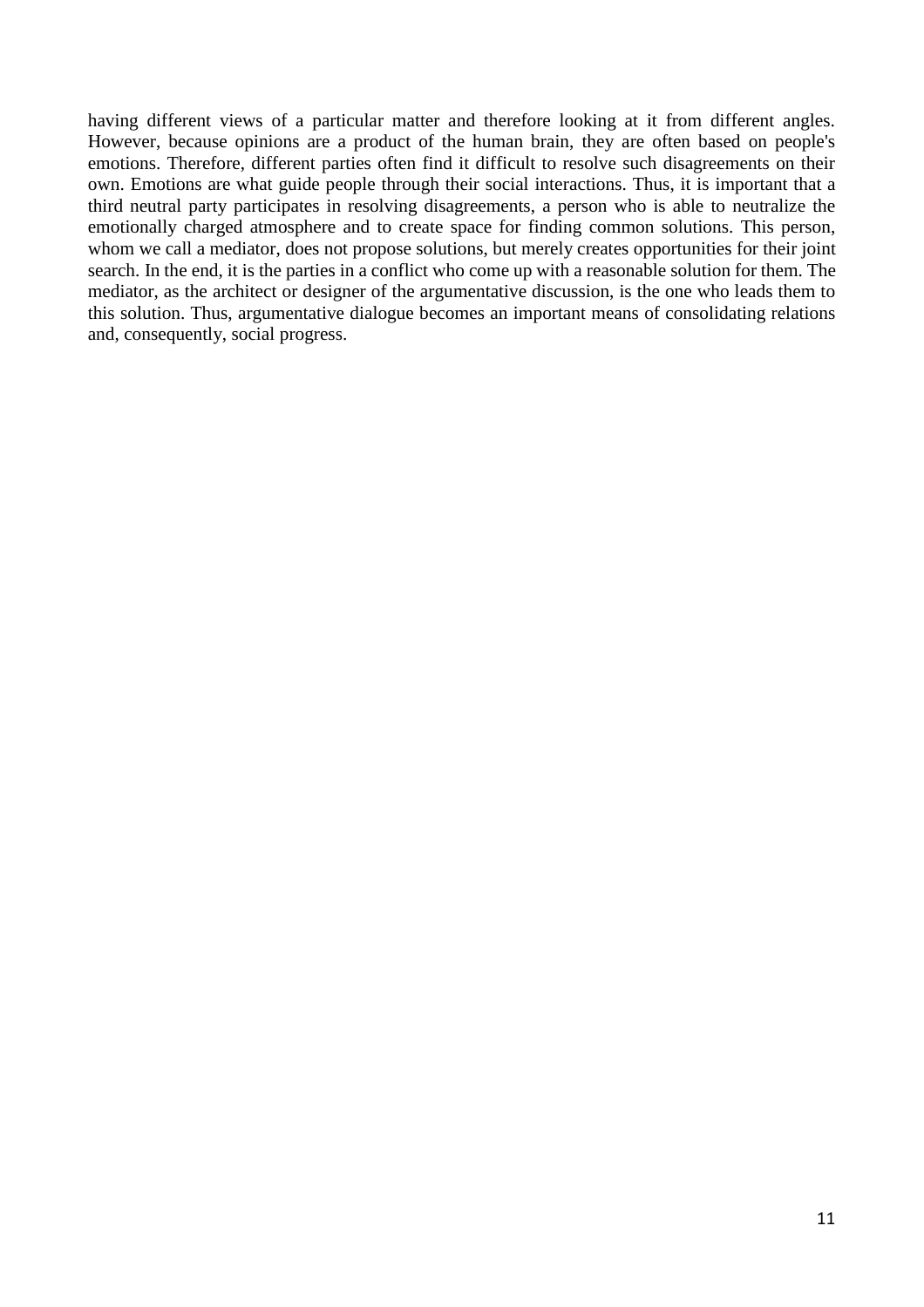having different views of a particular matter and therefore looking at it from different angles. However, because opinions are a product of the human brain, they are often based on people's emotions. Therefore, different parties often find it difficult to resolve such disagreements on their own. Emotions are what guide people through their social interactions. Thus, it is important that a third neutral party participates in resolving disagreements, a person who is able to neutralize the emotionally charged atmosphere and to create space for finding common solutions. This person, whom we call a mediator, does not propose solutions, but merely creates opportunities for their joint search. In the end, it is the parties in a conflict who come up with a reasonable solution for them. The mediator, as the architect or designer of the argumentative discussion, is the one who leads them to this solution. Thus, argumentative dialogue becomes an important means of consolidating relations and, consequently, social progress.